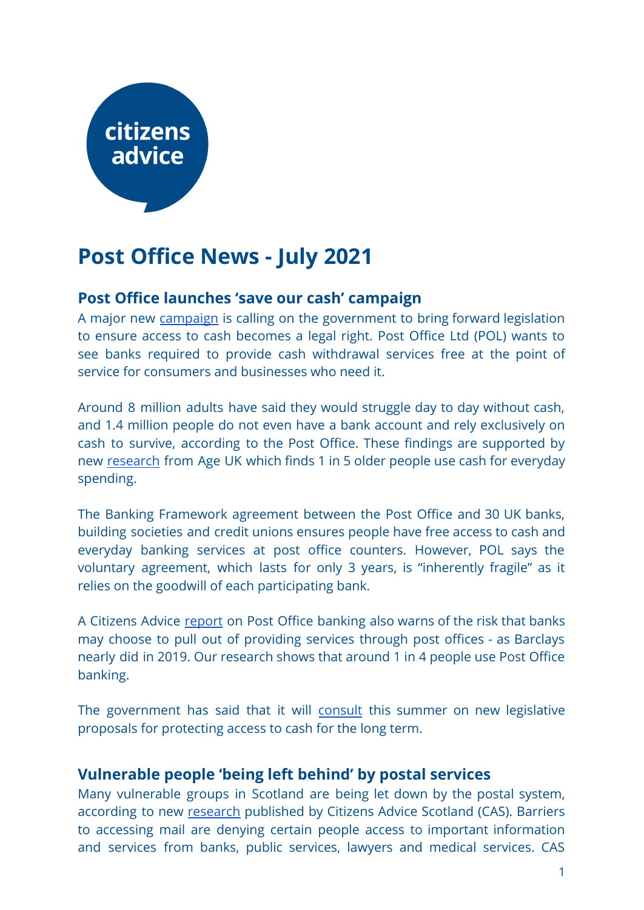# Post Office News - July 2021

## Post Office launches 'save our cash' campaign

A major new campaign is calling on the government to bring forward legislation to ensure access to cash becomes a legal right. Post Office Ltd (POL) wants to see banks required to provide cash withdrawal services free at the point of service for consumers and businesses who need it.

Around 8 million adults have said they would struggle day to day without cash, and 1.4 million people do not even have a bank account and rely exclusively on cash to survive, according to the Post Office. These findings are supported by new research from Age UK which finds 1 in 5 older people use cash for everyday spending.

The Banking Framework agreement between the Post Office and 30 UK banks, building societies and credit unions ensures people have free access to cash and everyday banking services at post office counters. However, POL says the voluntary agreement, which lasts for only 3 years, is "inherently fragile" as it relies on the goodwill of each participating bank.

A Citizens Advice report on Post Office banking also warns of the risk that banks may choose to pull out of providing services through post offices - as Barclays nearly did in 2019. Our research shows that around 1 in 4 people use Post Office banking.

The government has said that it will consult this summer on new legislative proposals for protecting access to cash for the long term.

## Vulnerable people 'being left behind' by postal services

Many vulnerable groups in Scotland are being let down by the postal system, according to new research published by Citizens Advice Scotland (CAS). Barriers to accessing mail are denying certain people access to important information and services from banks, public services, lawyers and medical services. CAS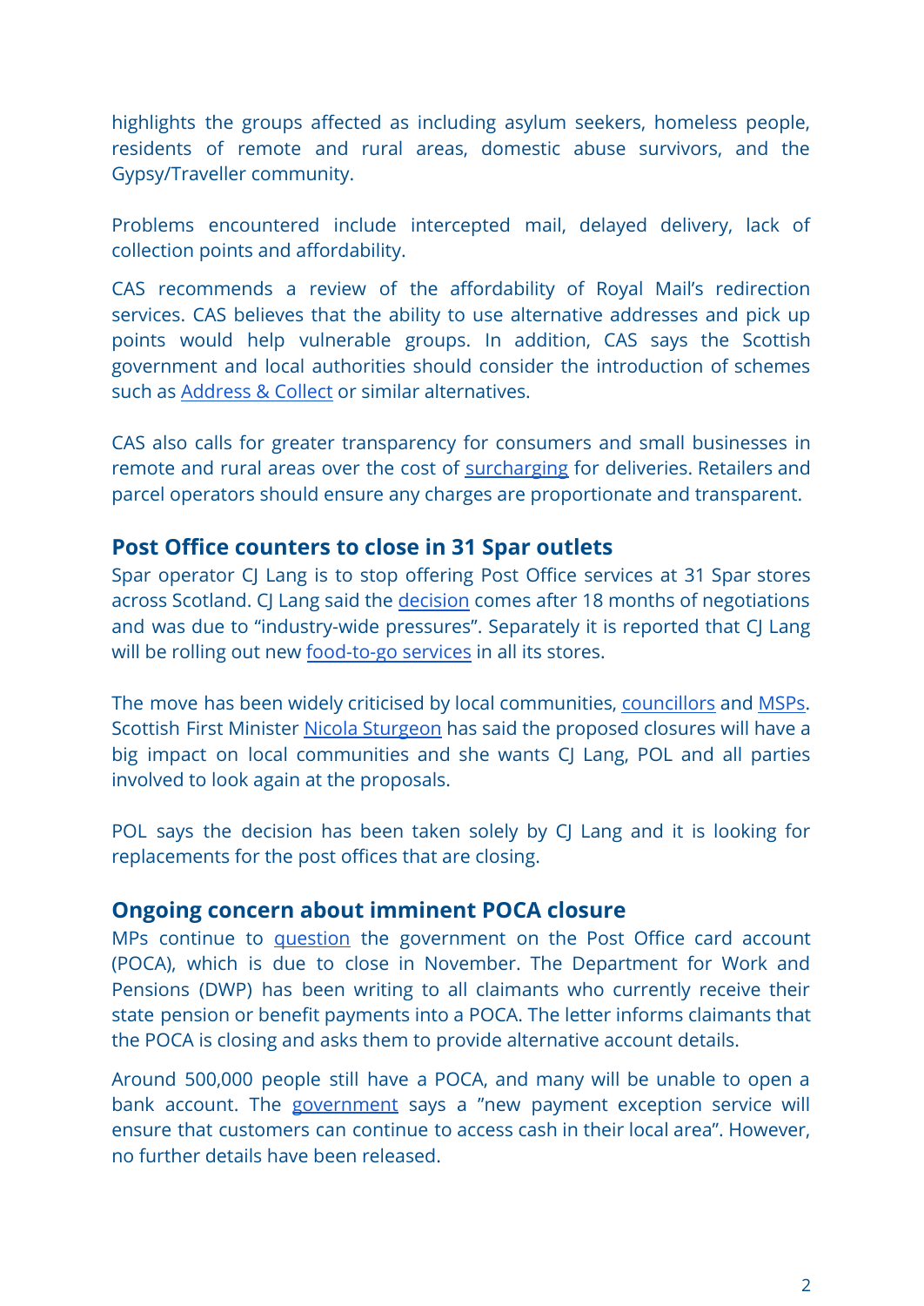highlights the groups affected as including asylum seekers, homeless people, residents of remote and rural areas, domestic abuse survivors, and the Gypsy/Traveller community.

Problems encountered include intercepted mail, delayed delivery, lack of collection points and affordability.

CAS recommends a review of the affordability of Royal Mail's redirection services. CAS believes that the ability to use alternative addresses and pick up points would help vulnerable groups. In addition, CAS says the Scottish government and local authorities should consider the introduction of schemes such as Address & Collect or similar alternatives.

CAS also calls for greater transparency for consumers and small businesses in remote and rural areas over the cost of surcharging for deliveries. Retailers and parcel operators should ensure any charges are proportionate and transparent.

### Post Office counters to close in 31 Spar outlets

Spar operator CJ Lang is to stop offering Post Office services at 31 Spar stores across Scotland. CJ Lang said the decision comes after 18 months of negotiations and was due to "industry-wide pressures". Separately it is reported that CJ Lang will be rolling out new food-to-go services in all its stores.

The move has been widely criticised by local communities, councillors and MSPs. Scottish First Minister Nicola Sturgeon has said the proposed closures will have a big impact on local communities and she wants CJ Lang, POL and all parties involved to look again at the proposals.

POL says the decision has been taken solely by CJ Lang and it is looking for replacements for the post offices that are closing.

### Ongoing concern about imminent POCA closure

MPs continue to question the government on the Post Office card account (POCA), which is due to close in November. The Department for Work and Pensions (DWP) has been writing to all claimants who currently receive their state pension or benefit payments into a POCA. The letter informs claimants that the POCA is closing and asks them to provide alternative account details.

Around 500,000 people still have a POCA, and many will be unable to open a bank account. The government says a "new payment exception service will ensure that customers can continue to access cash in their local area". However, no further details have been released.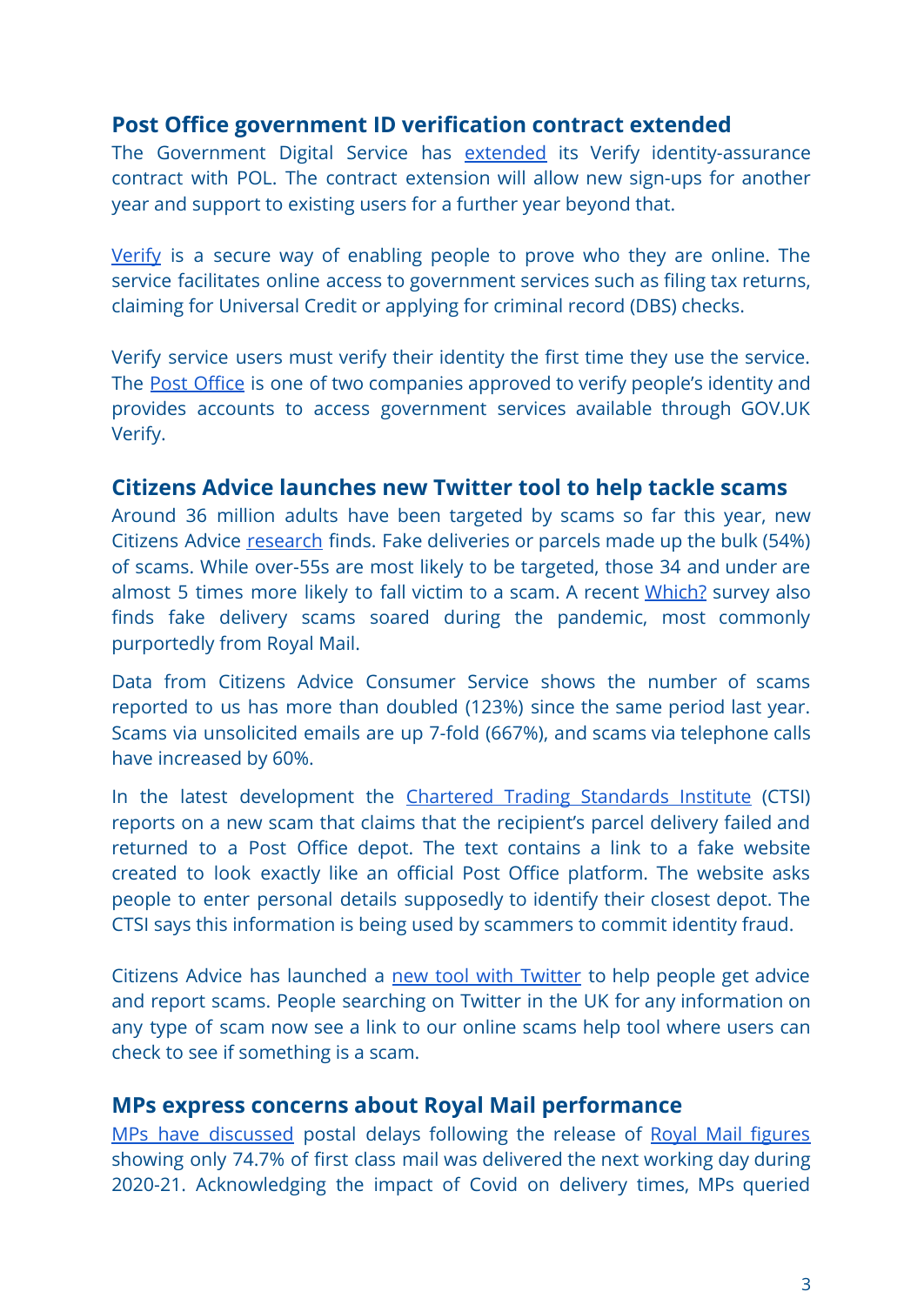## Post Office government ID verification contract extended

The Government Digital Service has extended its Verify identity-assurance contract with POL. The contract extension will allow new sign-ups for another year and support to existing users for a further year beyond that.

Verify is a secure way of enabling people to prove who they are online. The service facilitates online access to government services such as filing tax returns, claiming for Universal Credit or applying for criminal record (DBS) checks.

Verify service users must verify their identity the first time they use the service. The Post Office is one of two companies approved to verify people's identity and provides accounts to access government services available through GOV.UK Verify.

## Citizens Advice launches new Twitter tool to help tackle scams

Around 36 million adults have been targeted by scams so far this year, new Citizens Advice research finds. Fake deliveries or parcels made up the bulk (54%) of scams. While over-55s are most likely to be targeted, those 34 and under are almost 5 times more likely to fall victim to a scam. A recent Which? survey also finds fake delivery scams soared during the pandemic, most commonly purportedly from Royal Mail.

Data from Citizens Advice Consumer Service shows the number of scams reported to us has more than doubled (123%) since the same period last year. Scams via unsolicited emails are up 7-fold (667%), and scams via telephone calls have increased by 60%.

In the latest development the Chartered Trading Standards Institute (CTSI) reports on a new scam that claims that the recipient's parcel delivery failed and returned to a Post Office depot. The text contains a link to a fake website created to look exactly like an official Post Office platform. The website asks people to enter personal details supposedly to identify their closest depot. The CTSI says this information is being used by scammers to commit identity fraud.

Citizens Advice has launched a new tool with Twitter to help people get advice and report scams. People searching on Twitter in the UK for any information on any type of scam now see a link to our online scams help tool where users can check to see if something is a scam.

## MPs express concerns about Royal Mail performance

MPs have discussed postal delays following the release of Royal Mail figures showing only 74.7% of first class mail was delivered the next working day during 2020-21. Acknowledging the impact of Covid on delivery times, MPs queried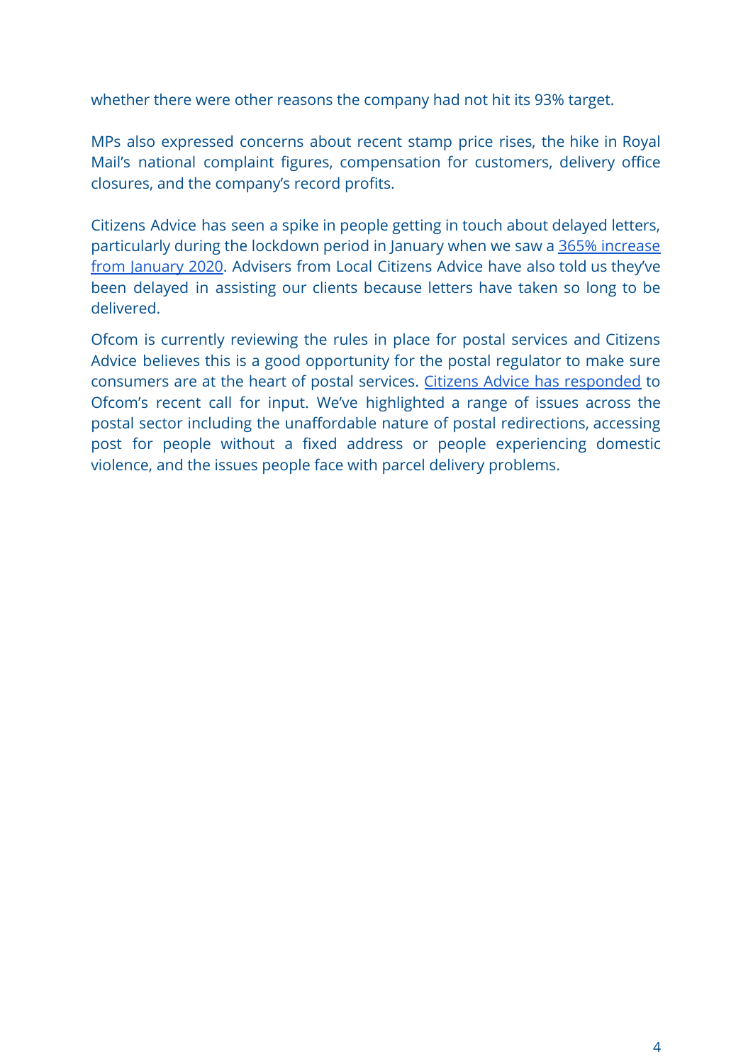whether there were other reasons the company had not hit its 93% target.

MPs also expressed concerns about recent stamp price rises, the hike in Royal Mail's national complaint figures, compensation for customers, delivery office closures, and the company's record profits.

Citizens Advice has seen a spike in people getting in touch about delayed letters, particularly during the lockdown period in January when we saw a 365% increase from January 2020. Advisers from Local Citizens Advice have also told us they've been delayed in assisting our clients because letters have taken so long to be delivered.

Ofcom is currently reviewing the rules in place for postal services and Citizens Advice believes this is a good opportunity for the postal regulator to make sure consumers are at the heart of postal services. Citizens Advice has responded to Ofcom's recent call for input. We've highlighted a range of issues across the postal sector including the unaffordable nature of postal redirections, accessing post for people without a fixed address or people experiencing domestic violence, and the issues people face with parcel delivery problems.